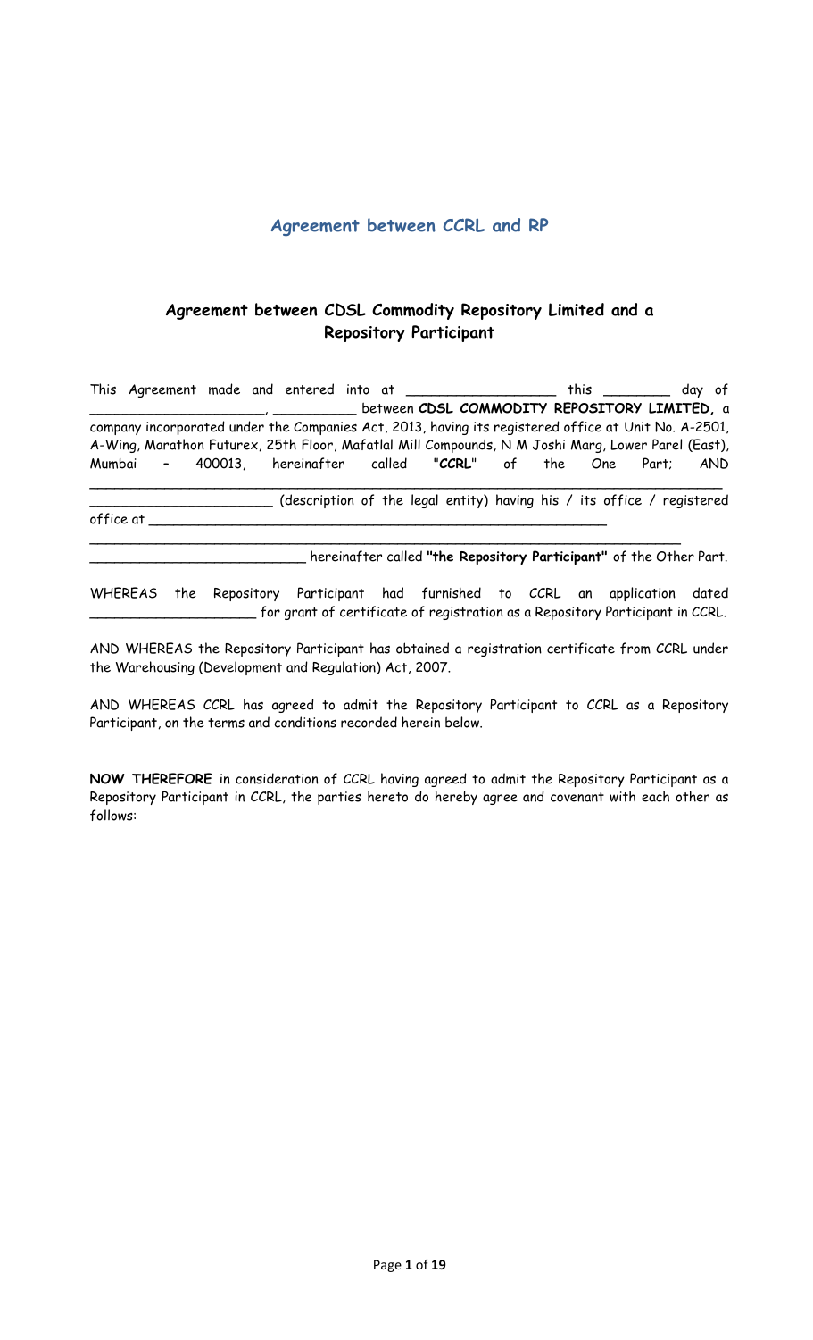# Agreement between CCRL and RP

## Agreement between CDSL Commodity Repository Limited and a Repository Participant

This Agreement made and entered into at __________________ this ________ day of ______________________, __________ between **CDSL COMMODITY REPOSITORY LIMITED,** a company incorporated under the Companies Act, 2013, having its registered office at Unit No. A-2501, A-Wing, Marathon Futurex, 25th Floor, Mafatlal Mill Compounds, N M Joshi Marg, Lower Parel (East), Mumbai – 400013, hereinafter called "**CCRL**" of the One Part; AND ____________________________________________________________________________ ______________________ (description of the legal entity) having his / its office / registered office at ____________________________________________________________ ______________________________________________________________________________ ___________________________ hereinafter called **"the Repository Participant"** of the Other Part.

WHEREAS the Repository Participant had furnished to CCRL an application dated ____________________ for grant of certificate of registration as a Repository Participant in CCRL.

AND WHEREAS the Repository Participant has obtained a registration certificate from CCRL under the Warehousing (Development and Regulation) Act, 2007.

AND WHEREAS CCRL has agreed to admit the Repository Participant to CCRL as a Repository Participant, on the terms and conditions recorded herein below.

**NOW THEREFORE** in consideration of CCRL having agreed to admit the Repository Participant as a Repository Participant in CCRL, the parties hereto do hereby agree and covenant with each other as follows: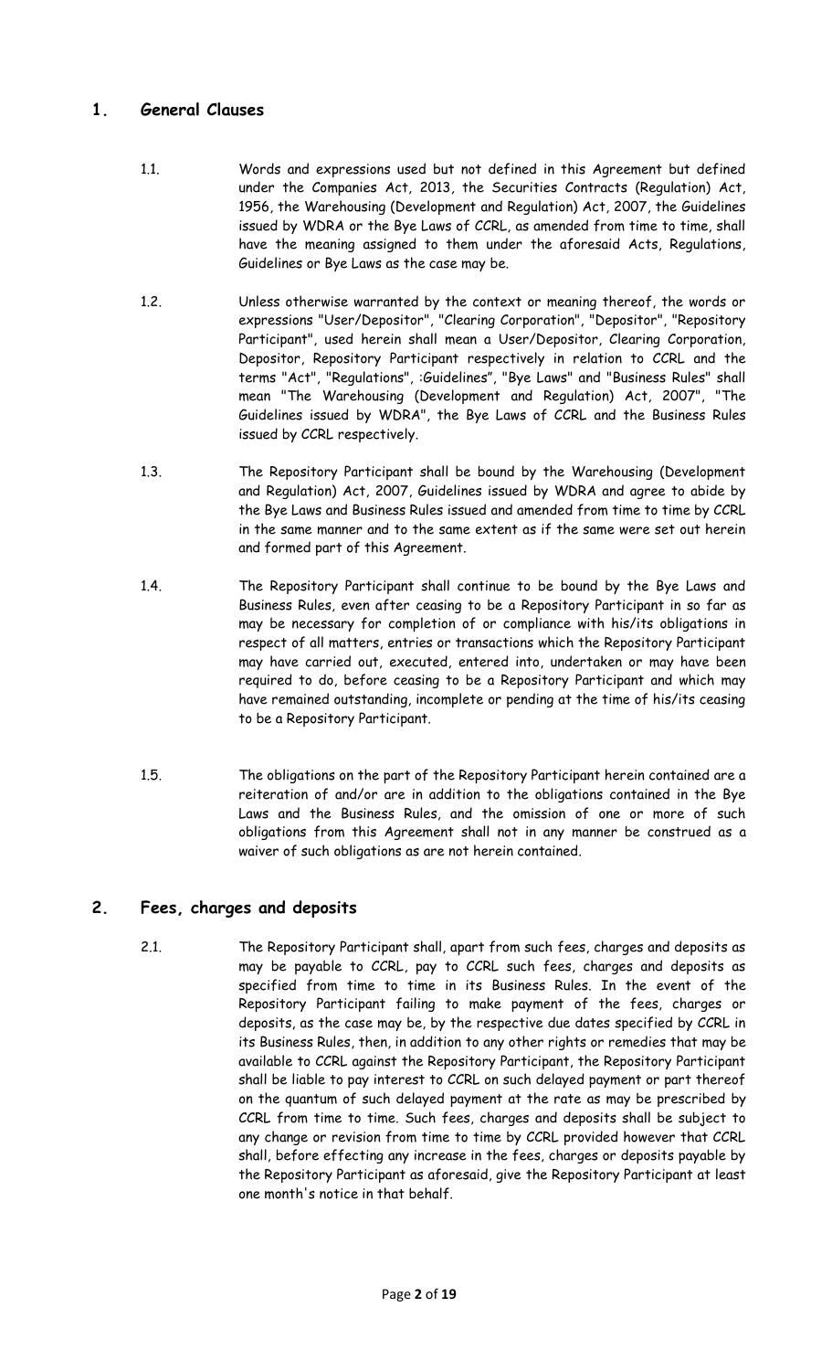## 1. General Clauses

1.1. Words and expressions used but not defined in this Agreement but defined under the Companies Act, 2013, the Securities Contracts (Regulation) Act, 1956, the Warehousing (Development and Regulation) Act, 2007, the Guidelines issued by WDRA or the Bye Laws of CCRL, as amended from time to time, shall have the meaning assigned to them under the aforesaid Acts, Regulations, Guidelines or Bye Laws as the case may be.

1.2. Unless otherwise warranted by the context or meaning thereof, the words or expressions "User/Depositor", "Clearing Corporation", "Depositor", "Repository Participant", used herein shall mean a User/Depositor, Clearing Corporation, Depositor, Repository Participant respectively in relation to CCRL and the terms "Act", "Regulations", :Guidelines", "Bye Laws" and "Business Rules" shall mean "The Warehousing (Development and Regulation) Act, 2007", "The Guidelines issued by WDRA", the Bye Laws of CCRL and the Business Rules issued by CCRL respectively.

1.3. The Repository Participant shall be bound by the Warehousing (Development and Regulation) Act, 2007, Guidelines issued by WDRA and agree to abide by the Bye Laws and Business Rules issued and amended from time to time by CCRL in the same manner and to the same extent as if the same were set out herein and formed part of this Agreement.

1.4. The Repository Participant shall continue to be bound by the Bye Laws and Business Rules, even after ceasing to be a Repository Participant in so far as may be necessary for completion of or compliance with his/its obligations in respect of all matters, entries or transactions which the Repository Participant may have carried out, executed, entered into, undertaken or may have been required to do, before ceasing to be a Repository Participant and which may have remained outstanding, incomplete or pending at the time of his/its ceasing to be a Repository Participant.

1.5. The obligations on the part of the Repository Participant herein contained are a reiteration of and/or are in addition to the obligations contained in the Bye Laws and the Business Rules, and the omission of one or more of such obligations from this Agreement shall not in any manner be construed as a waiver of such obligations as are not herein contained.

## 2. Fees, charges and deposits

2.1. The Repository Participant shall, apart from such fees, charges and deposits as may be payable to CCRL, pay to CCRL such fees, charges and deposits as specified from time to time in its Business Rules. In the event of the Repository Participant failing to make payment of the fees, charges or deposits, as the case may be, by the respective due dates specified by CCRL in its Business Rules, then, in addition to any other rights or remedies that may be available to CCRL against the Repository Participant, the Repository Participant shall be liable to pay interest to CCRL on such delayed payment or part thereof on the quantum of such delayed payment at the rate as may be prescribed by CCRL from time to time. Such fees, charges and deposits shall be subject to any change or revision from time to time by CCRL provided however that CCRL shall, before effecting any increase in the fees, charges or deposits payable by the Repository Participant as aforesaid, give the Repository Participant at least one month's notice in that behalf.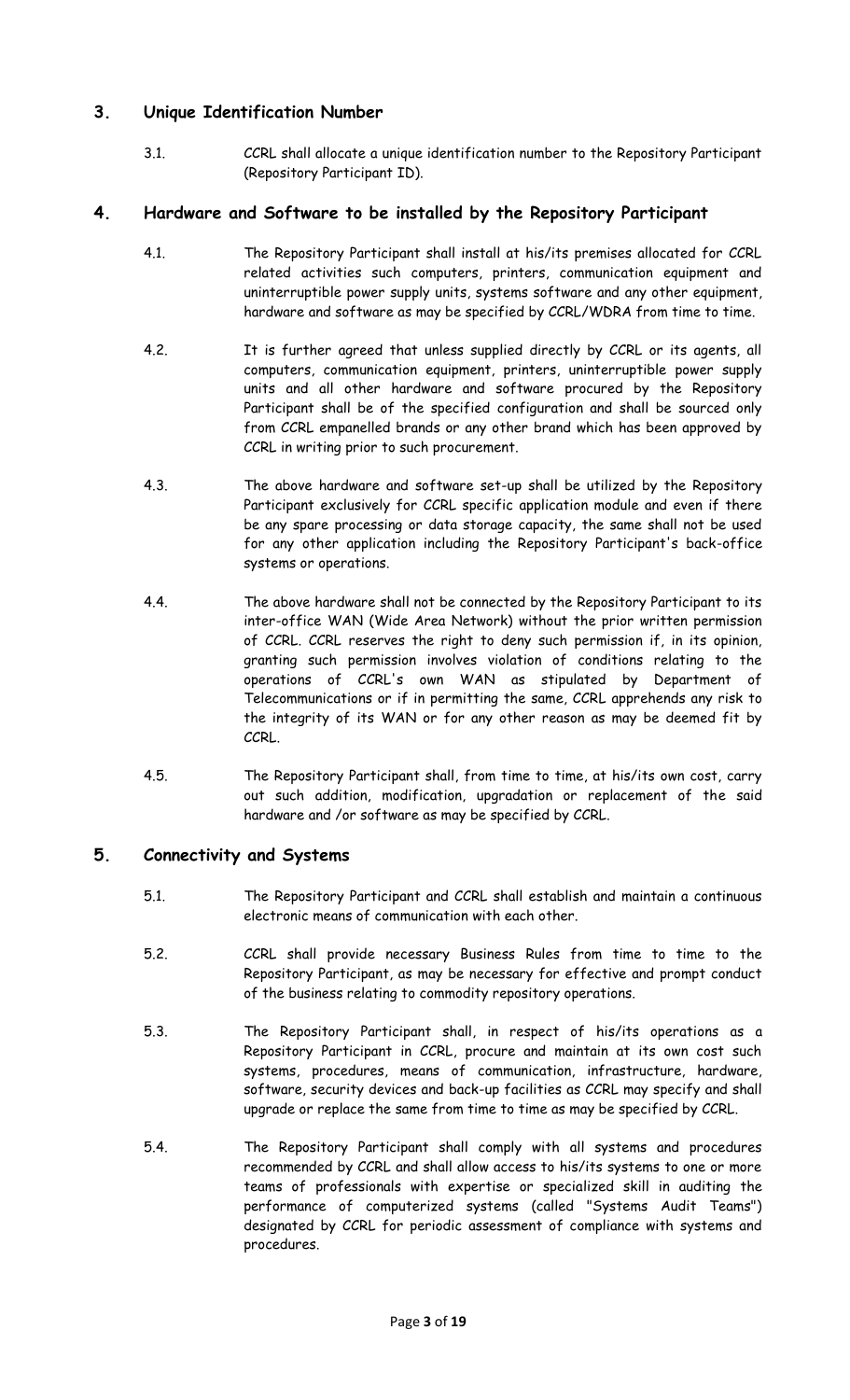## 3. Unique Identification Number

3.1. CCRL shall allocate a unique identification number to the Repository Participant (Repository Participant ID).

## 4. Hardware and Software to be installed by the Repository Participant

4.1. The Repository Participant shall install at his/its premises allocated for CCRL related activities such computers, printers, communication equipment and uninterruptible power supply units, systems software and any other equipment, hardware and software as may be specified by CCRL/WDRA from time to time.

4.2. It is further agreed that unless supplied directly by CCRL or its agents, all computers, communication equipment, printers, uninterruptible power supply units and all other hardware and software procured by the Repository Participant shall be of the specified configuration and shall be sourced only from CCRL empanelled brands or any other brand which has been approved by CCRL in writing prior to such procurement.

4.3. The above hardware and software set-up shall be utilized by the Repository Participant exclusively for CCRL specific application module and even if there be any spare processing or data storage capacity, the same shall not be used for any other application including the Repository Participant's back-office systems or operations.

4.4. The above hardware shall not be connected by the Repository Participant to its inter-office WAN (Wide Area Network) without the prior written permission of CCRL. CCRL reserves the right to deny such permission if, in its opinion, granting such permission involves violation of conditions relating to the operations of CCRL's own WAN as stipulated by Department of Telecommunications or if in permitting the same, CCRL apprehends any risk to the integrity of its WAN or for any other reason as may be deemed fit by CCRL.

4.5. The Repository Participant shall, from time to time, at his/its own cost, carry out such addition, modification, upgradation or replacement of the said hardware and /or software as may be specified by CCRL.

## 5. Connectivity and Systems

5.1. The Repository Participant and CCRL shall establish and maintain a continuous electronic means of communication with each other.

5.2. CCRL shall provide necessary Business Rules from time to time to the Repository Participant, as may be necessary for effective and prompt conduct of the business relating to commodity repository operations.

5.3. The Repository Participant shall, in respect of his/its operations as a Repository Participant in CCRL, procure and maintain at its own cost such systems, procedures, means of communication, infrastructure, hardware, software, security devices and back-up facilities as CCRL may specify and shall upgrade or replace the same from time to time as may be specified by CCRL.

5.4. The Repository Participant shall comply with all systems and procedures recommended by CCRL and shall allow access to his/its systems to one or more teams of professionals with expertise or specialized skill in auditing the performance of computerized systems (called "Systems Audit Teams") designated by CCRL for periodic assessment of compliance with systems and procedures.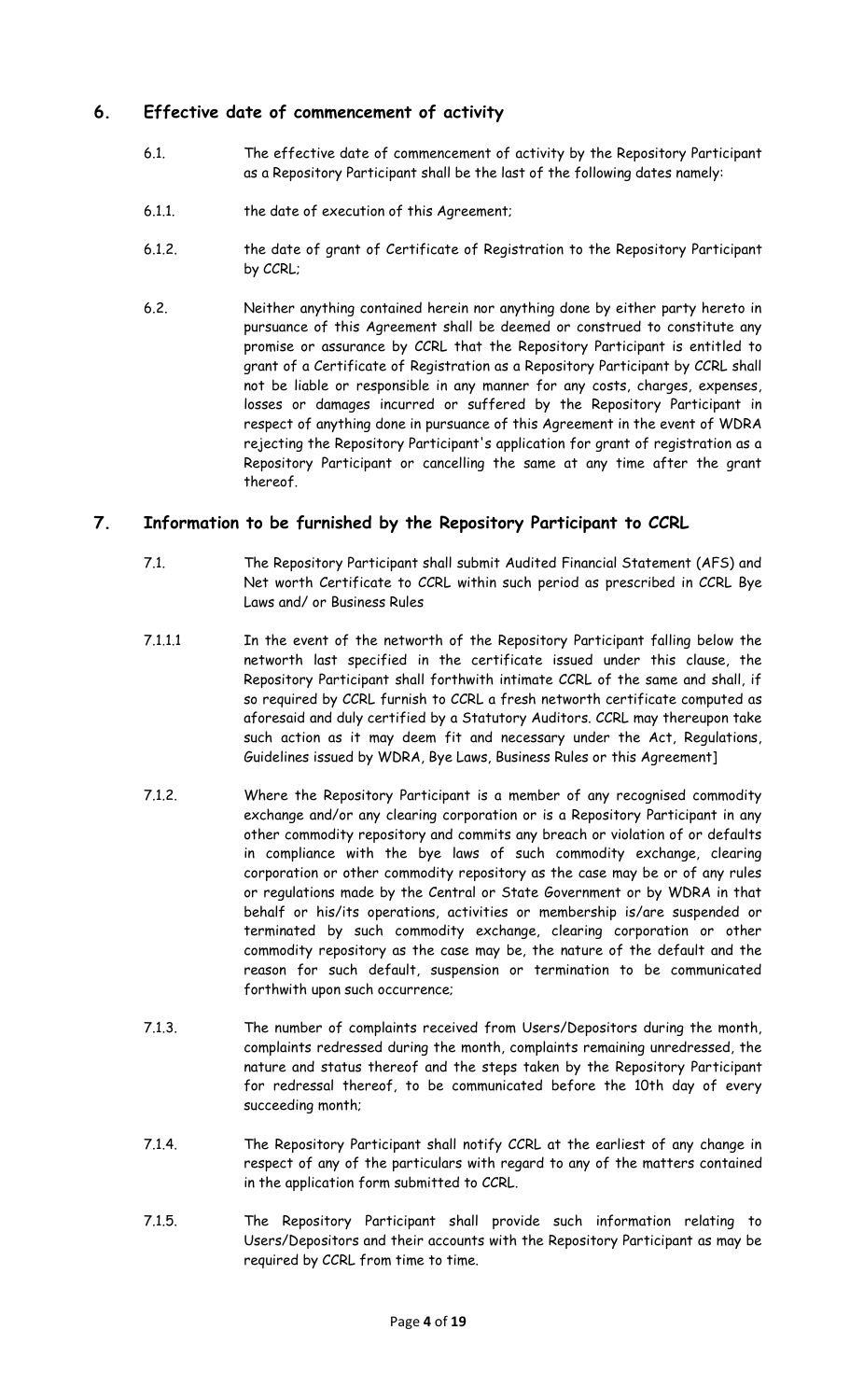## 6. Effective date of commencement of activity

6.1. The effective date of commencement of activity by the Repository Participant as a Repository Participant shall be the last of the following dates namely:

6.1.1. the date of execution of this Agreement;

6.1.2. the date of grant of Certificate of Registration to the Repository Participant by CCRL;

6.2. Neither anything contained herein nor anything done by either party hereto in pursuance of this Agreement shall be deemed or construed to constitute any promise or assurance by CCRL that the Repository Participant is entitled to grant of a Certificate of Registration as a Repository Participant by CCRL shall not be liable or responsible in any manner for any costs, charges, expenses, losses or damages incurred or suffered by the Repository Participant in respect of anything done in pursuance of this Agreement in the event of WDRA rejecting the Repository Participant's application for grant of registration as a Repository Participant or cancelling the same at any time after the grant thereof.

## 7. Information to be furnished by the Repository Participant to CCRL

7.1. The Repository Participant shall submit Audited Financial Statement (AFS) and Net worth Certificate to CCRL within such period as prescribed in CCRL Bye Laws and/ or Business Rules

7.1.1.1 In the event of the networth of the Repository Participant falling below the networth last specified in the certificate issued under this clause, the Repository Participant shall forthwith intimate CCRL of the same and shall, if so required by CCRL furnish to CCRL a fresh networth certificate computed as aforesaid and duly certified by a Statutory Auditors. CCRL may thereupon take such action as it may deem fit and necessary under the Act, Regulations, Guidelines issued by WDRA, Bye Laws, Business Rules or this Agreement]

7.1.2. Where the Repository Participant is a member of any recognised commodity exchange and/or any clearing corporation or is a Repository Participant in any other commodity repository and commits any breach or violation of or defaults in compliance with the bye laws of such commodity exchange, clearing corporation or other commodity repository as the case may be or of any rules or regulations made by the Central or State Government or by WDRA in that behalf or his/its operations, activities or membership is/are suspended or terminated by such commodity exchange, clearing corporation or other commodity repository as the case may be, the nature of the default and the reason for such default, suspension or termination to be communicated forthwith upon such occurrence;

7.1.3. The number of complaints received from Users/Depositors during the month, complaints redressed during the month, complaints remaining unredressed, the nature and status thereof and the steps taken by the Repository Participant for redressal thereof, to be communicated before the 10th day of every succeeding month;

7.1.4. The Repository Participant shall notify CCRL at the earliest of any change in respect of any of the particulars with regard to any of the matters contained in the application form submitted to CCRL.

7.1.5. The Repository Participant shall provide such information relating to Users/Depositors and their accounts with the Repository Participant as may be required by CCRL from time to time.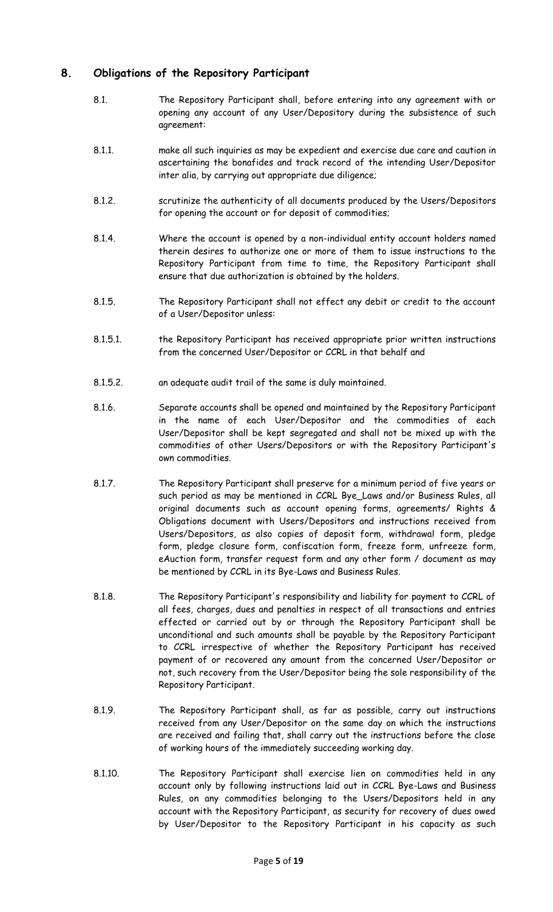## 8. Obligations of the Repository Participant

8.1. The Repository Participant shall, before entering into any agreement with or opening any account of any User/Depository during the subsistence of such agreement:

8.1.1. make all such inquiries as may be expedient and exercise due care and caution in ascertaining the bonafides and track record of the intending User/Depositor inter alia, by carrying out appropriate due diligence;

8.1.2. scrutinize the authenticity of all documents produced by the Users/Depositors for opening the account or for deposit of commodities;

8.1.4. Where the account is opened by a non-individual entity account holders named therein desires to authorize one or more of them to issue instructions to the Repository Participant from time to time, the Repository Participant shall ensure that due authorization is obtained by the holders.

8.1.5. The Repository Participant shall not effect any debit or credit to the account of a User/Depositor unless:

8.1.5.1. the Repository Participant has received appropriate prior written instructions from the concerned User/Depositor or CCRL in that behalf and

8.1.5.2. an adequate audit trail of the same is duly maintained.

8.1.6. Separate accounts shall be opened and maintained by the Repository Participant in the name of each User/Depositor and the commodities of each User/Depositor shall be kept segregated and shall not be mixed up with the commodities of other Users/Depositors or with the Repository Participant's own commodities.

8.1.7. The Repository Participant shall preserve for a minimum period of five years or such period as may be mentioned in CCRL Bye_Laws and/or Business Rules, all original documents such as account opening forms, agreements/ Rights & Obligations document with Users/Depositors and instructions received from Users/Depositors, as also copies of deposit form, withdrawal form, pledge form, pledge closure form, confiscation form, freeze form, unfreeze form, eAuction form, transfer request form and any other form / document as may be mentioned by CCRL in its Bye-Laws and Business Rules.

8.1.8. The Repository Participant's responsibility and liability for payment to CCRL of all fees, charges, dues and penalties in respect of all transactions and entries effected or carried out by or through the Repository Participant shall be unconditional and such amounts shall be payable by the Repository Participant to CCRL irrespective of whether the Repository Participant has received payment of or recovered any amount from the concerned User/Depositor or not, such recovery from the User/Depositor being the sole responsibility of the Repository Participant.

8.1.9. The Repository Participant shall, as far as possible, carry out instructions received from any User/Depositor on the same day on which the instructions are received and failing that, shall carry out the instructions before the close of working hours of the immediately succeeding working day.

8.1.10. The Repository Participant shall exercise lien on commodities held in any account only by following instructions laid out in CCRL Bye-Laws and Business Rules, on any commodities belonging to the Users/Depositors held in any account with the Repository Participant, as security for recovery of dues owed by User/Depositor to the Repository Participant in his capacity as such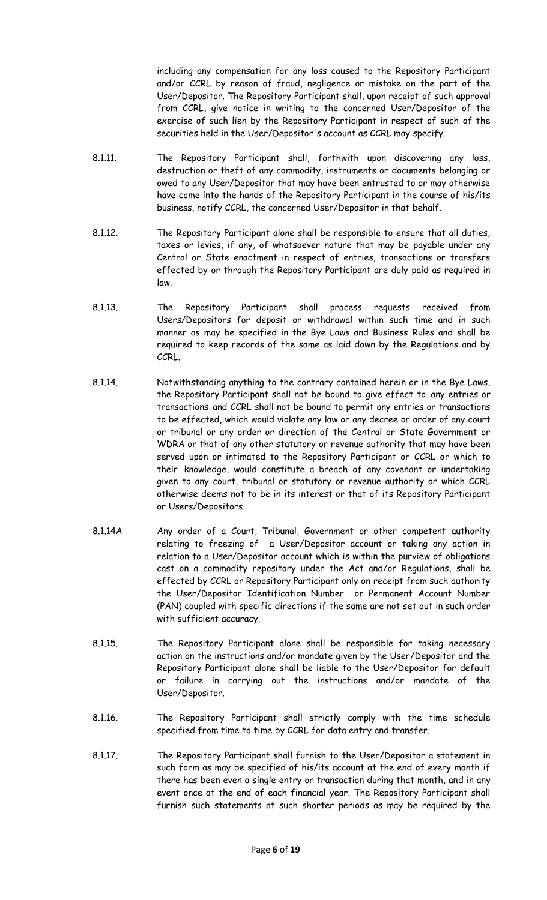including any compensation for any loss caused to the Repository Participant and/or CCRL by reason of fraud, negligence or mistake on the part of the User/Depositor. The Repository Participant shall, upon receipt of such approval from CCRL, give notice in writing to the concerned User/Depositor of the exercise of such lien by the Repository Participant in respect of such of the securities held in the User/Depositor's account as CCRL may specify.

8.1.11. The Repository Participant shall, forthwith upon discovering any loss, destruction or theft of any commodity, instruments or documents belonging or owed to any User/Depositor that may have been entrusted to or may otherwise have come into the hands of the Repository Participant in the course of his/its business, notify CCRL, the concerned User/Depositor in that behalf.

8.1.12. The Repository Participant alone shall be responsible to ensure that all duties, taxes or levies, if any, of whatsoever nature that may be payable under any Central or State enactment in respect of entries, transactions or transfers effected by or through the Repository Participant are duly paid as required in law.

8.1.13. The Repository Participant shall process requests received from Users/Depositors for deposit or withdrawal within such time and in such manner as may be specified in the Bye Laws and Business Rules and shall be required to keep records of the same as laid down by the Regulations and by CCRL.

8.1.14. Notwithstanding anything to the contrary contained herein or in the Bye Laws, the Repository Participant shall not be bound to give effect to any entries or transactions and CCRL shall not be bound to permit any entries or transactions to be effected, which would violate any law or any decree or order of any court or tribunal or any order or direction of the Central or State Government or WDRA or that of any other statutory or revenue authority that may have been served upon or intimated to the Repository Participant or CCRL or which to their knowledge, would constitute a breach of any covenant or undertaking given to any court, tribunal or statutory or revenue authority or which CCRL otherwise deems not to be in its interest or that of its Repository Participant or Users/Depositors.

8.1.14A Any order of a Court, Tribunal, Government or other competent authority relating to freezing of a User/Depositor account or taking any action in relation to a User/Depositor account which is within the purview of obligations cast on a commodity repository under the Act and/or Regulations, shall be effected by CCRL or Repository Participant only on receipt from such authority the User/Depositor Identification Number or Permanent Account Number (PAN) coupled with specific directions if the same are not set out in such order with sufficient accuracy.

8.1.15. The Repository Participant alone shall be responsible for taking necessary action on the instructions and/or mandate given by the User/Depositor and the Repository Participant alone shall be liable to the User/Depositor for default or failure in carrying out the instructions and/or mandate of the User/Depositor.

8.1.16. The Repository Participant shall strictly comply with the time schedule specified from time to time by CCRL for data entry and transfer.

8.1.17. The Repository Participant shall furnish to the User/Depositor a statement in such form as may be specified of his/its account at the end of every month if there has been even a single entry or transaction during that month, and in any event once at the end of each financial year. The Repository Participant shall furnish such statements at such shorter periods as may be required by the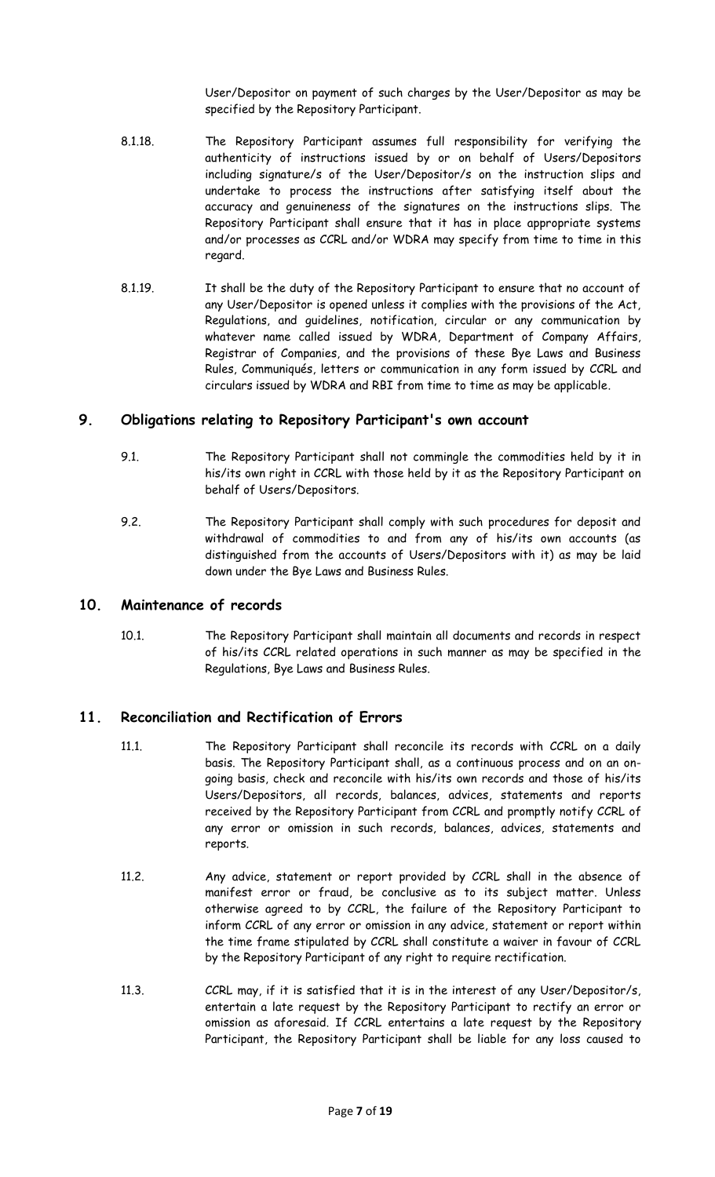User/Depositor on payment of such charges by the User/Depositor as may be specified by the Repository Participant.

8.1.18. The Repository Participant assumes full responsibility for verifying the authenticity of instructions issued by or on behalf of Users/Depositors including signature/s of the User/Depositor/s on the instruction slips and undertake to process the instructions after satisfying itself about the accuracy and genuineness of the signatures on the instructions slips. The Repository Participant shall ensure that it has in place appropriate systems and/or processes as CCRL and/or WDRA may specify from time to time in this regard.

8.1.19. It shall be the duty of the Repository Participant to ensure that no account of any User/Depositor is opened unless it complies with the provisions of the Act, Regulations, and guidelines, notification, circular or any communication by whatever name called issued by WDRA, Department of Company Affairs, Registrar of Companies, and the provisions of these Bye Laws and Business Rules, Communiqués, letters or communication in any form issued by CCRL and circulars issued by WDRA and RBI from time to time as may be applicable.

## 9. Obligations relating to Repository Participant's own account

9.1. The Repository Participant shall not commingle the commodities held by it in his/its own right in CCRL with those held by it as the Repository Participant on behalf of Users/Depositors.

9.2. The Repository Participant shall comply with such procedures for deposit and withdrawal of commodities to and from any of his/its own accounts (as distinguished from the accounts of Users/Depositors with it) as may be laid down under the Bye Laws and Business Rules.

## 10. Maintenance of records

10.1. The Repository Participant shall maintain all documents and records in respect of his/its CCRL related operations in such manner as may be specified in the Regulations, Bye Laws and Business Rules.

## 11. Reconciliation and Rectification of Errors

11.1. The Repository Participant shall reconcile its records with CCRL on a daily basis. The Repository Participant shall, as a continuous process and on an on-going basis, check and reconcile with his/its own records and those of his/its Users/Depositors, all records, balances, advices, statements and reports received by the Repository Participant from CCRL and promptly notify CCRL of any error or omission in such records, balances, advices, statements and reports.

11.2. Any advice, statement or report provided by CCRL shall in the absence of manifest error or fraud, be conclusive as to its subject matter. Unless otherwise agreed to by CCRL, the failure of the Repository Participant to inform CCRL of any error or omission in any advice, statement or report within the time frame stipulated by CCRL shall constitute a waiver in favour of CCRL by the Repository Participant of any right to require rectification.

11.3. CCRL may, if it is satisfied that it is in the interest of any User/Depositor/s, entertain a late request by the Repository Participant to rectify an error or omission as aforesaid. If CCRL entertains a late request by the Repository Participant, the Repository Participant shall be liable for any loss caused to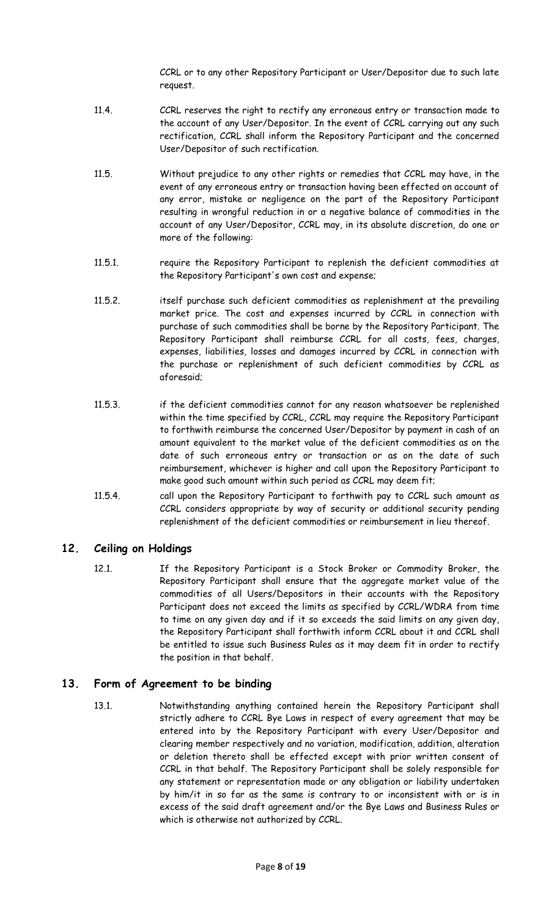CCRL or to any other Repository Participant or User/Depositor due to such late request.

11.4. CCRL reserves the right to rectify any erroneous entry or transaction made to the account of any User/Depositor. In the event of CCRL carrying out any such rectification, CCRL shall inform the Repository Participant and the concerned User/Depositor of such rectification.

11.5. Without prejudice to any other rights or remedies that CCRL may have, in the event of any erroneous entry or transaction having been effected on account of any error, mistake or negligence on the part of the Repository Participant resulting in wrongful reduction in or a negative balance of commodities in the account of any User/Depositor, CCRL may, in its absolute discretion, do one or more of the following:

11.5.1. require the Repository Participant to replenish the deficient commodities at the Repository Participant's own cost and expense;

11.5.2. itself purchase such deficient commodities as replenishment at the prevailing market price. The cost and expenses incurred by CCRL in connection with purchase of such commodities shall be borne by the Repository Participant. The Repository Participant shall reimburse CCRL for all costs, fees, charges, expenses, liabilities, losses and damages incurred by CCRL in connection with the purchase or replenishment of such deficient commodities by CCRL as aforesaid;

11.5.3. if the deficient commodities cannot for any reason whatsoever be replenished within the time specified by CCRL, CCRL may require the Repository Participant to forthwith reimburse the concerned User/Depositor by payment in cash of an amount equivalent to the market value of the deficient commodities as on the date of such erroneous entry or transaction or as on the date of such reimbursement, whichever is higher and call upon the Repository Participant to make good such amount within such period as CCRL may deem fit;

11.5.4. call upon the Repository Participant to forthwith pay to CCRL such amount as CCRL considers appropriate by way of security or additional security pending replenishment of the deficient commodities or reimbursement in lieu thereof.

## 12. Ceiling on Holdings

12.1. If the Repository Participant is a Stock Broker or Commodity Broker, the Repository Participant shall ensure that the aggregate market value of the commodities of all Users/Depositors in their accounts with the Repository Participant does not exceed the limits as specified by CCRL/WDRA from time to time on any given day and if it so exceeds the said limits on any given day, the Repository Participant shall forthwith inform CCRL about it and CCRL shall be entitled to issue such Business Rules as it may deem fit in order to rectify the position in that behalf.

## 13. Form of Agreement to be binding

13.1. Notwithstanding anything contained herein the Repository Participant shall strictly adhere to CCRL Bye Laws in respect of every agreement that may be entered into by the Repository Participant with every User/Depositor and clearing member respectively and no variation, modification, addition, alteration or deletion thereto shall be effected except with prior written consent of CCRL in that behalf. The Repository Participant shall be solely responsible for any statement or representation made or any obligation or liability undertaken by him/it in so far as the same is contrary to or inconsistent with or is in excess of the said draft agreement and/or the Bye Laws and Business Rules or which is otherwise not authorized by CCRL.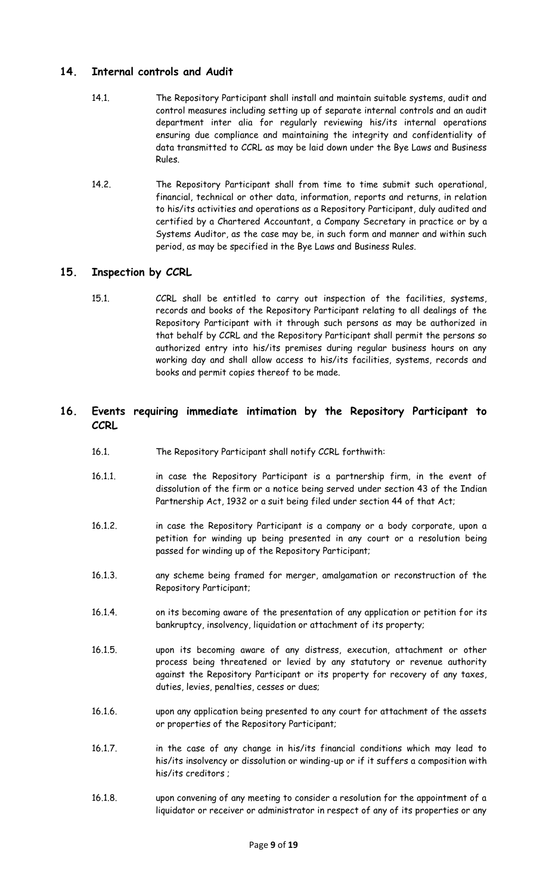## 14. Internal controls and Audit

14.1. The Repository Participant shall install and maintain suitable systems, audit and control measures including setting up of separate internal controls and an audit department inter alia for regularly reviewing his/its internal operations ensuring due compliance and maintaining the integrity and confidentiality of data transmitted to CCRL as may be laid down under the Bye Laws and Business Rules.

14.2. The Repository Participant shall from time to time submit such operational, financial, technical or other data, information, reports and returns, in relation to his/its activities and operations as a Repository Participant, duly audited and certified by a Chartered Accountant, a Company Secretary in practice or by a Systems Auditor, as the case may be, in such form and manner and within such period, as may be specified in the Bye Laws and Business Rules.

## 15. Inspection by CCRL

15.1. CCRL shall be entitled to carry out inspection of the facilities, systems, records and books of the Repository Participant relating to all dealings of the Repository Participant with it through such persons as may be authorized in that behalf by CCRL and the Repository Participant shall permit the persons so authorized entry into his/its premises during regular business hours on any working day and shall allow access to his/its facilities, systems, records and books and permit copies thereof to be made.

## 16. Events requiring immediate intimation by the Repository Participant to CCRL

16.1. The Repository Participant shall notify CCRL forthwith:

16.1.1. in case the Repository Participant is a partnership firm, in the event of dissolution of the firm or a notice being served under section 43 of the Indian Partnership Act, 1932 or a suit being filed under section 44 of that Act;

16.1.2. in case the Repository Participant is a company or a body corporate, upon a petition for winding up being presented in any court or a resolution being passed for winding up of the Repository Participant;

16.1.3. any scheme being framed for merger, amalgamation or reconstruction of the Repository Participant;

16.1.4. on its becoming aware of the presentation of any application or petition for its bankruptcy, insolvency, liquidation or attachment of its property;

16.1.5. upon its becoming aware of any distress, execution, attachment or other process being threatened or levied by any statutory or revenue authority against the Repository Participant or its property for recovery of any taxes, duties, levies, penalties, cesses or dues;

16.1.6. upon any application being presented to any court for attachment of the assets or properties of the Repository Participant;

16.1.7. in the case of any change in his/its financial conditions which may lead to his/its insolvency or dissolution or winding-up or if it suffers a composition with his/its creditors ;

16.1.8. upon convening of any meeting to consider a resolution for the appointment of a liquidator or receiver or administrator in respect of any of its properties or any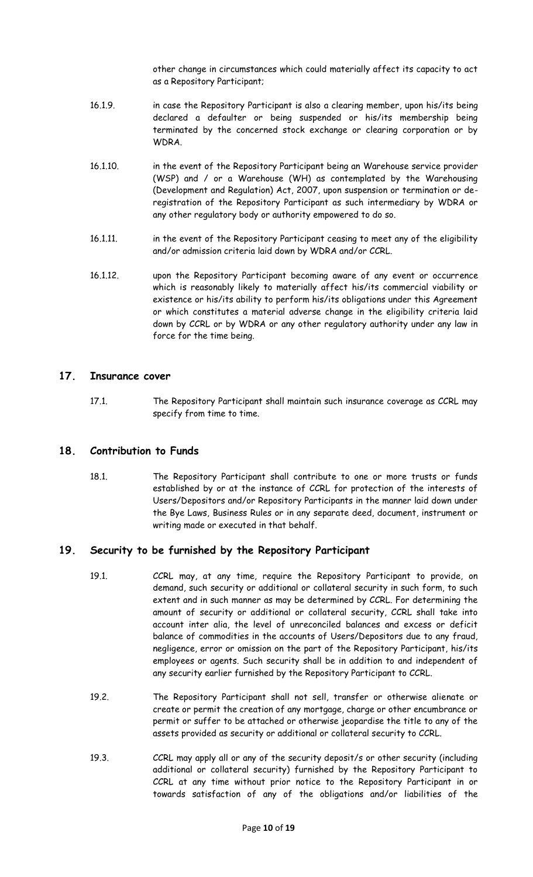other change in circumstances which could materially affect its capacity to act as a Repository Participant;

16.1.9. in case the Repository Participant is also a clearing member, upon his/its being declared a defaulter or being suspended or his/its membership being terminated by the concerned stock exchange or clearing corporation or by WDRA.

16.1.10. in the event of the Repository Participant being an Warehouse service provider (WSP) and / or a Warehouse (WH) as contemplated by the Warehousing (Development and Regulation) Act, 2007, upon suspension or termination or de-registration of the Repository Participant as such intermediary by WDRA or any other regulatory body or authority empowered to do so.

16.1.11. in the event of the Repository Participant ceasing to meet any of the eligibility and/or admission criteria laid down by WDRA and/or CCRL.

16.1.12. upon the Repository Participant becoming aware of any event or occurrence which is reasonably likely to materially affect his/its commercial viability or existence or his/its ability to perform his/its obligations under this Agreement or which constitutes a material adverse change in the eligibility criteria laid down by CCRL or by WDRA or any other regulatory authority under any law in force for the time being.

## 17. Insurance cover

17.1. The Repository Participant shall maintain such insurance coverage as CCRL may specify from time to time.

## 18. Contribution to Funds

18.1. The Repository Participant shall contribute to one or more trusts or funds established by or at the instance of CCRL for protection of the interests of Users/Depositors and/or Repository Participants in the manner laid down under the Bye Laws, Business Rules or in any separate deed, document, instrument or writing made or executed in that behalf.

## 19. Security to be furnished by the Repository Participant

19.1. CCRL may, at any time, require the Repository Participant to provide, on demand, such security or additional or collateral security in such form, to such extent and in such manner as may be determined by CCRL. For determining the amount of security or additional or collateral security, CCRL shall take into account inter alia, the level of unreconciled balances and excess or deficit balance of commodities in the accounts of Users/Depositors due to any fraud, negligence, error or omission on the part of the Repository Participant, his/its employees or agents. Such security shall be in addition to and independent of any security earlier furnished by the Repository Participant to CCRL.

19.2. The Repository Participant shall not sell, transfer or otherwise alienate or create or permit the creation of any mortgage, charge or other encumbrance or permit or suffer to be attached or otherwise jeopardise the title to any of the assets provided as security or additional or collateral security to CCRL.

19.3. CCRL may apply all or any of the security deposit/s or other security (including additional or collateral security) furnished by the Repository Participant to CCRL at any time without prior notice to the Repository Participant in or towards satisfaction of any of the obligations and/or liabilities of the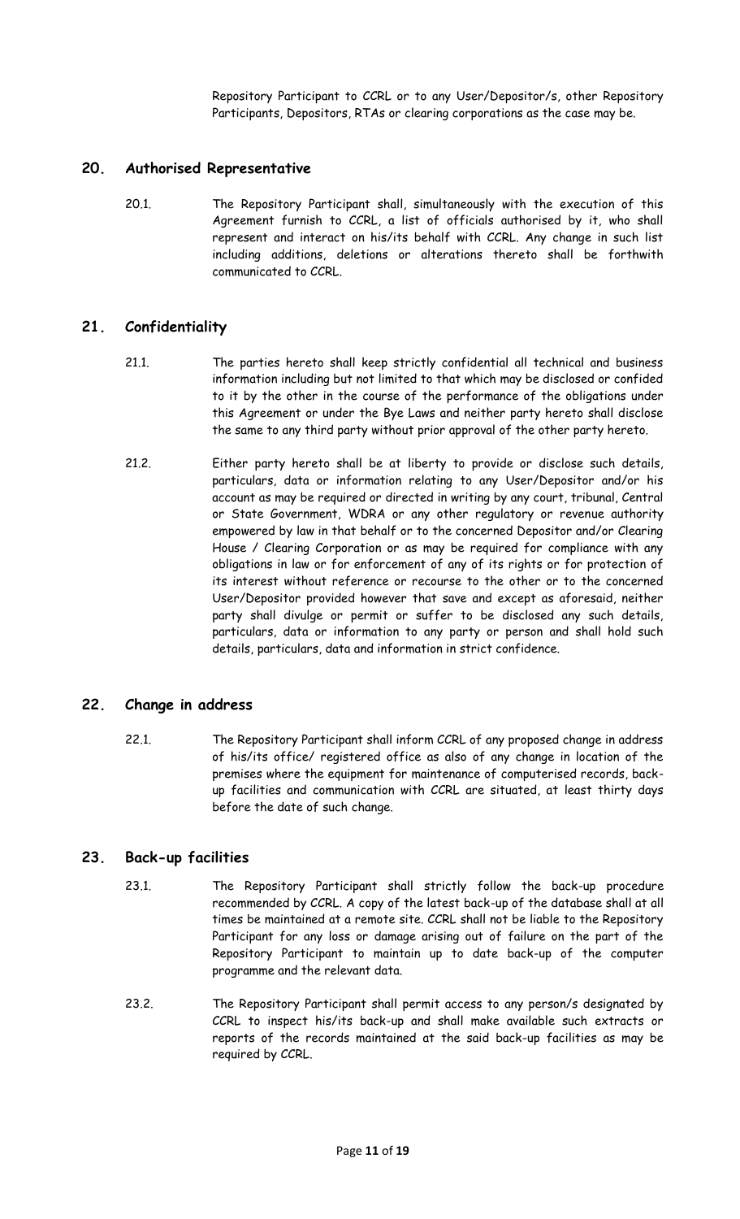Repository Participant to CCRL or to any User/Depositor/s, other Repository Participants, Depositors, RTAs or clearing corporations as the case may be.

## 20. Authorised Representative

20.1. The Repository Participant shall, simultaneously with the execution of this Agreement furnish to CCRL, a list of officials authorised by it, who shall represent and interact on his/its behalf with CCRL. Any change in such list including additions, deletions or alterations thereto shall be forthwith communicated to CCRL.

## 21. Confidentiality

21.1. The parties hereto shall keep strictly confidential all technical and business information including but not limited to that which may be disclosed or confided to it by the other in the course of the performance of the obligations under this Agreement or under the Bye Laws and neither party hereto shall disclose the same to any third party without prior approval of the other party hereto.

21.2. Either party hereto shall be at liberty to provide or disclose such details, particulars, data or information relating to any User/Depositor and/or his account as may be required or directed in writing by any court, tribunal, Central or State Government, WDRA or any other regulatory or revenue authority empowered by law in that behalf or to the concerned Depositor and/or Clearing House / Clearing Corporation or as may be required for compliance with any obligations in law or for enforcement of any of its rights or for protection of its interest without reference or recourse to the other or to the concerned User/Depositor provided however that save and except as aforesaid, neither party shall divulge or permit or suffer to be disclosed any such details, particulars, data or information to any party or person and shall hold such details, particulars, data and information in strict confidence.

## 22. Change in address

22.1. The Repository Participant shall inform CCRL of any proposed change in address of his/its office/ registered office as also of any change in location of the premises where the equipment for maintenance of computerised records, back-up facilities and communication with CCRL are situated, at least thirty days before the date of such change.

## 23. Back-up facilities

23.1. The Repository Participant shall strictly follow the back-up procedure recommended by CCRL. A copy of the latest back-up of the database shall at all times be maintained at a remote site. CCRL shall not be liable to the Repository Participant for any loss or damage arising out of failure on the part of the Repository Participant to maintain up to date back-up of the computer programme and the relevant data.

23.2. The Repository Participant shall permit access to any person/s designated by CCRL to inspect his/its back-up and shall make available such extracts or reports of the records maintained at the said back-up facilities as may be required by CCRL.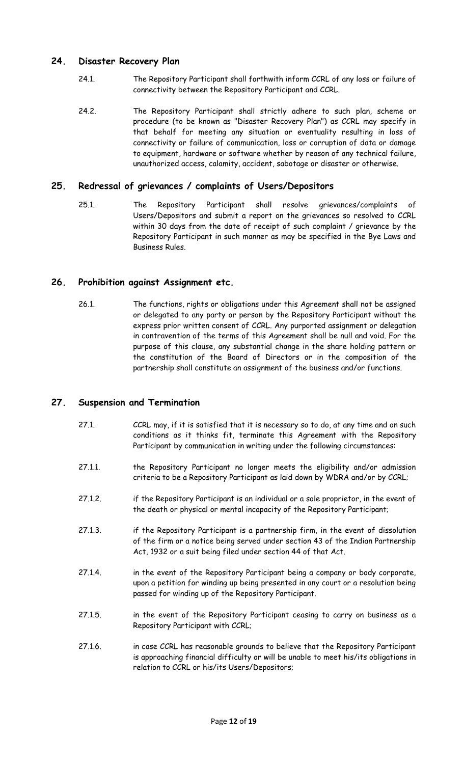## 24. Disaster Recovery Plan

24.1. The Repository Participant shall forthwith inform CCRL of any loss or failure of connectivity between the Repository Participant and CCRL.

24.2. The Repository Participant shall strictly adhere to such plan, scheme or procedure (to be known as "Disaster Recovery Plan") as CCRL may specify in that behalf for meeting any situation or eventuality resulting in loss of connectivity or failure of communication, loss or corruption of data or damage to equipment, hardware or software whether by reason of any technical failure, unauthorized access, calamity, accident, sabotage or disaster or otherwise.

## 25. Redressal of grievances / complaints of Users/Depositors

25.1. The Repository Participant shall resolve grievances/complaints of Users/Depositors and submit a report on the grievances so resolved to CCRL within 30 days from the date of receipt of such complaint / grievance by the Repository Participant in such manner as may be specified in the Bye Laws and Business Rules.

## 26. Prohibition against Assignment etc.

26.1. The functions, rights or obligations under this Agreement shall not be assigned or delegated to any party or person by the Repository Participant without the express prior written consent of CCRL. Any purported assignment or delegation in contravention of the terms of this Agreement shall be null and void. For the purpose of this clause, any substantial change in the share holding pattern or the constitution of the Board of Directors or in the composition of the partnership shall constitute an assignment of the business and/or functions.

## 27. Suspension and Termination

27.1. CCRL may, if it is satisfied that it is necessary so to do, at any time and on such conditions as it thinks fit, terminate this Agreement with the Repository Participant by communication in writing under the following circumstances:

27.1.1. the Repository Participant no longer meets the eligibility and/or admission criteria to be a Repository Participant as laid down by WDRA and/or by CCRL;

27.1.2. if the Repository Participant is an individual or a sole proprietor, in the event of the death or physical or mental incapacity of the Repository Participant;

27.1.3. if the Repository Participant is a partnership firm, in the event of dissolution of the firm or a notice being served under section 43 of the Indian Partnership Act, 1932 or a suit being filed under section 44 of that Act.

27.1.4. in the event of the Repository Participant being a company or body corporate, upon a petition for winding up being presented in any court or a resolution being passed for winding up of the Repository Participant.

27.1.5. in the event of the Repository Participant ceasing to carry on business as a Repository Participant with CCRL;

27.1.6. in case CCRL has reasonable grounds to believe that the Repository Participant is approaching financial difficulty or will be unable to meet his/its obligations in relation to CCRL or his/its Users/Depositors;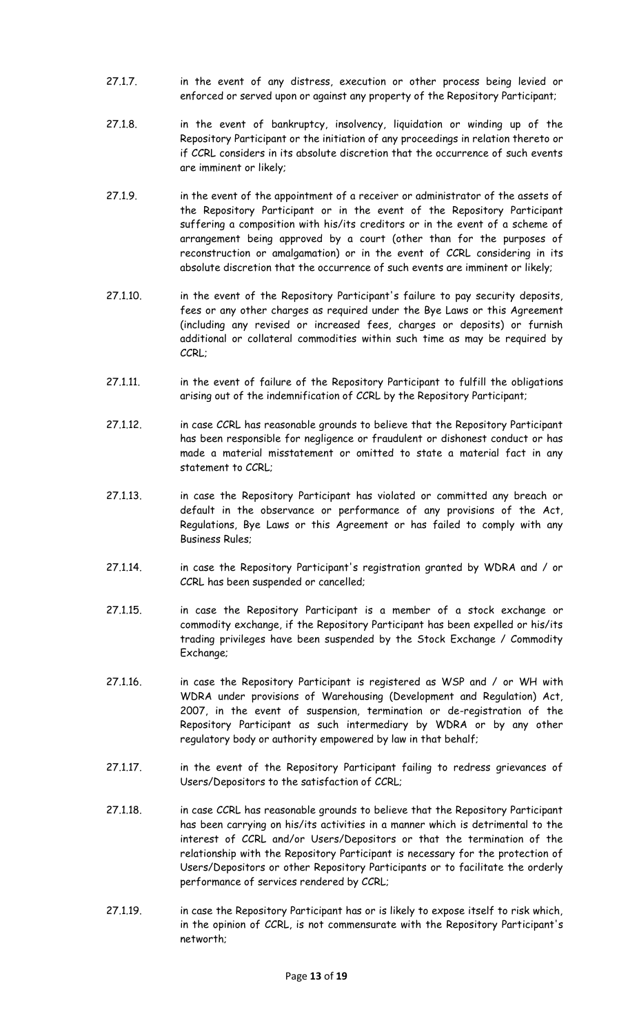27.1.7. in the event of any distress, execution or other process being levied or enforced or served upon or against any property of the Repository Participant;

27.1.8. in the event of bankruptcy, insolvency, liquidation or winding up of the Repository Participant or the initiation of any proceedings in relation thereto or if CCRL considers in its absolute discretion that the occurrence of such events are imminent or likely;

27.1.9. in the event of the appointment of a receiver or administrator of the assets of the Repository Participant or in the event of the Repository Participant suffering a composition with his/its creditors or in the event of a scheme of arrangement being approved by a court (other than for the purposes of reconstruction or amalgamation) or in the event of CCRL considering in its absolute discretion that the occurrence of such events are imminent or likely;

27.1.10. in the event of the Repository Participant's failure to pay security deposits, fees or any other charges as required under the Bye Laws or this Agreement (including any revised or increased fees, charges or deposits) or furnish additional or collateral commodities within such time as may be required by CCRL;

27.1.11. in the event of failure of the Repository Participant to fulfill the obligations arising out of the indemnification of CCRL by the Repository Participant;

27.1.12. in case CCRL has reasonable grounds to believe that the Repository Participant has been responsible for negligence or fraudulent or dishonest conduct or has made a material misstatement or omitted to state a material fact in any statement to CCRL;

27.1.13. in case the Repository Participant has violated or committed any breach or default in the observance or performance of any provisions of the Act, Regulations, Bye Laws or this Agreement or has failed to comply with any Business Rules;

27.1.14. in case the Repository Participant's registration granted by WDRA and / or CCRL has been suspended or cancelled;

27.1.15. in case the Repository Participant is a member of a stock exchange or commodity exchange, if the Repository Participant has been expelled or his/its trading privileges have been suspended by the Stock Exchange / Commodity Exchange;

27.1.16. in case the Repository Participant is registered as WSP and / or WH with WDRA under provisions of Warehousing (Development and Regulation) Act, 2007, in the event of suspension, termination or de-registration of the Repository Participant as such intermediary by WDRA or by any other regulatory body or authority empowered by law in that behalf;

27.1.17. in the event of the Repository Participant failing to redress grievances of Users/Depositors to the satisfaction of CCRL;

27.1.18. in case CCRL has reasonable grounds to believe that the Repository Participant has been carrying on his/its activities in a manner which is detrimental to the interest of CCRL and/or Users/Depositors or that the termination of the relationship with the Repository Participant is necessary for the protection of Users/Depositors or other Repository Participants or to facilitate the orderly performance of services rendered by CCRL;

27.1.19. in case the Repository Participant has or is likely to expose itself to risk which, in the opinion of CCRL, is not commensurate with the Repository Participant's networth;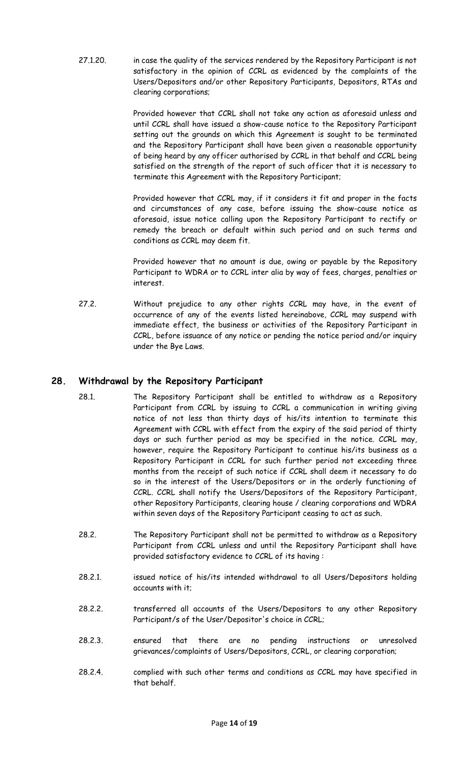27.1.20. in case the quality of the services rendered by the Repository Participant is not satisfactory in the opinion of CCRL as evidenced by the complaints of the Users/Depositors and/or other Repository Participants, Depositors, RTAs and clearing corporations;

Provided however that CCRL shall not take any action as aforesaid unless and until CCRL shall have issued a show-cause notice to the Repository Participant setting out the grounds on which this Agreement is sought to be terminated and the Repository Participant shall have been given a reasonable opportunity of being heard by any officer authorised by CCRL in that behalf and CCRL being satisfied on the strength of the report of such officer that it is necessary to terminate this Agreement with the Repository Participant;

Provided however that CCRL may, if it considers it fit and proper in the facts and circumstances of any case, before issuing the show-cause notice as aforesaid, issue notice calling upon the Repository Participant to rectify or remedy the breach or default within such period and on such terms and conditions as CCRL may deem fit.

Provided however that no amount is due, owing or payable by the Repository Participant to WDRA or to CCRL inter alia by way of fees, charges, penalties or interest.

27.2. Without prejudice to any other rights CCRL may have, in the event of occurrence of any of the events listed hereinabove, CCRL may suspend with immediate effect, the business or activities of the Repository Participant in CCRL, before issuance of any notice or pending the notice period and/or inquiry under the Bye Laws.

## 28. Withdrawal by the Repository Participant

28.1. The Repository Participant shall be entitled to withdraw as a Repository Participant from CCRL by issuing to CCRL a communication in writing giving notice of not less than thirty days of his/its intention to terminate this Agreement with CCRL with effect from the expiry of the said period of thirty days or such further period as may be specified in the notice. CCRL may, however, require the Repository Participant to continue his/its business as a Repository Participant in CCRL for such further period not exceeding three months from the receipt of such notice if CCRL shall deem it necessary to do so in the interest of the Users/Depositors or in the orderly functioning of CCRL. CCRL shall notify the Users/Depositors of the Repository Participant, other Repository Participants, clearing house / clearing corporations and WDRA within seven days of the Repository Participant ceasing to act as such.

28.2. The Repository Participant shall not be permitted to withdraw as a Repository Participant from CCRL unless and until the Repository Participant shall have provided satisfactory evidence to CCRL of its having :

28.2.1. issued notice of his/its intended withdrawal to all Users/Depositors holding accounts with it;

28.2.2. transferred all accounts of the Users/Depositors to any other Repository Participant/s of the User/Depositor's choice in CCRL;

28.2.3. ensured that there are no pending instructions or unresolved grievances/complaints of Users/Depositors, CCRL, or clearing corporation;

28.2.4. complied with such other terms and conditions as CCRL may have specified in that behalf.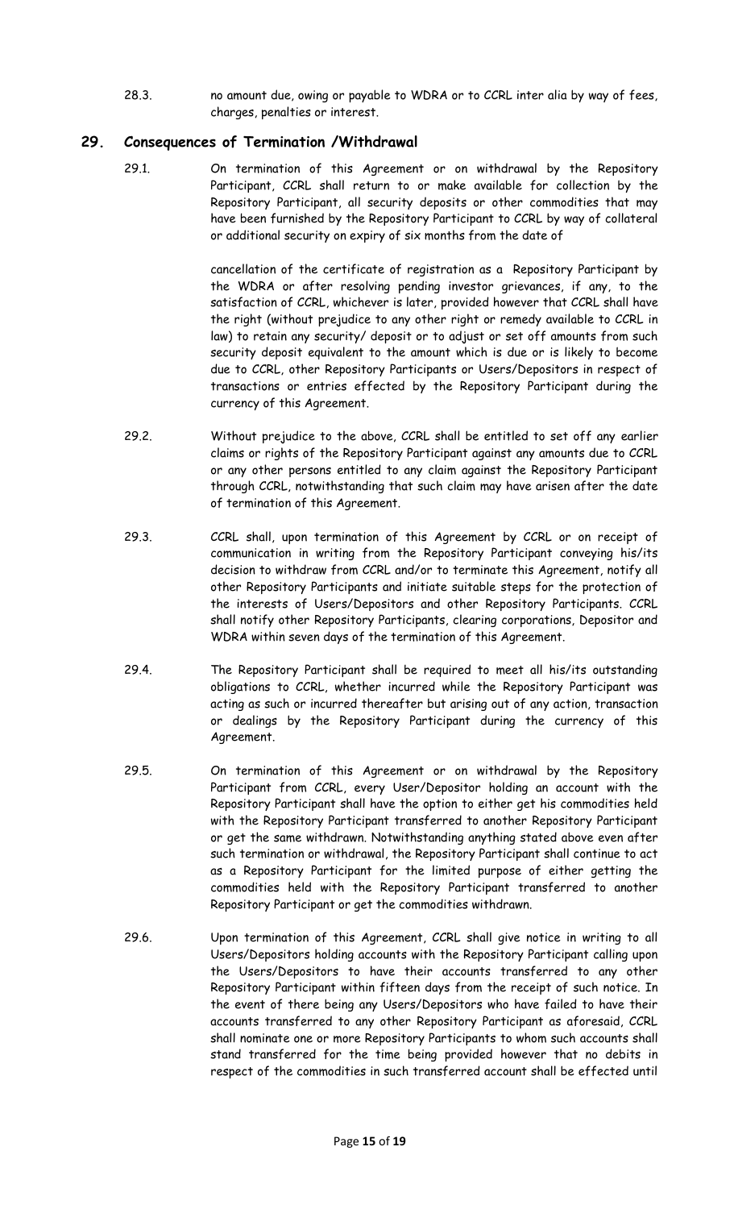28.3. no amount due, owing or payable to WDRA or to CCRL inter alia by way of fees, charges, penalties or interest.

## 29. Consequences of Termination /Withdrawal

29.1. On termination of this Agreement or on withdrawal by the Repository Participant, CCRL shall return to or make available for collection by the Repository Participant, all security deposits or other commodities that may have been furnished by the Repository Participant to CCRL by way of collateral or additional security on expiry of six months from the date of cancellation of the certificate of registration as a Repository Participant by the WDRA or after resolving pending investor grievances, if any, to the satisfaction of CCRL, whichever is later, provided however that CCRL shall have the right (without prejudice to any other right or remedy available to CCRL in law) to retain any security/ deposit or to adjust or set off amounts from such security deposit equivalent to the amount which is due or is likely to become due to CCRL, other Repository Participants or Users/Depositors in respect of transactions or entries effected by the Repository Participant during the currency of this Agreement.

29.2. Without prejudice to the above, CCRL shall be entitled to set off any earlier claims or rights of the Repository Participant against any amounts due to CCRL or any other persons entitled to any claim against the Repository Participant through CCRL, notwithstanding that such claim may have arisen after the date of termination of this Agreement.

29.3. CCRL shall, upon termination of this Agreement by CCRL or on receipt of communication in writing from the Repository Participant conveying his/its decision to withdraw from CCRL and/or to terminate this Agreement, notify all other Repository Participants and initiate suitable steps for the protection of the interests of Users/Depositors and other Repository Participants. CCRL shall notify other Repository Participants, clearing corporations, Depositor and WDRA within seven days of the termination of this Agreement.

29.4. The Repository Participant shall be required to meet all his/its outstanding obligations to CCRL, whether incurred while the Repository Participant was acting as such or incurred thereafter but arising out of any action, transaction or dealings by the Repository Participant during the currency of this Agreement.

29.5. On termination of this Agreement or on withdrawal by the Repository Participant from CCRL, every User/Depositor holding an account with the Repository Participant shall have the option to either get his commodities held with the Repository Participant transferred to another Repository Participant or get the same withdrawn. Notwithstanding anything stated above even after such termination or withdrawal, the Repository Participant shall continue to act as a Repository Participant for the limited purpose of either getting the commodities held with the Repository Participant transferred to another Repository Participant or get the commodities withdrawn.

29.6. Upon termination of this Agreement, CCRL shall give notice in writing to all Users/Depositors holding accounts with the Repository Participant calling upon the Users/Depositors to have their accounts transferred to any other Repository Participant within fifteen days from the receipt of such notice. In the event of there being any Users/Depositors who have failed to have their accounts transferred to any other Repository Participant as aforesaid, CCRL shall nominate one or more Repository Participants to whom such accounts shall stand transferred for the time being provided however that no debits in respect of the commodities in such transferred account shall be effected until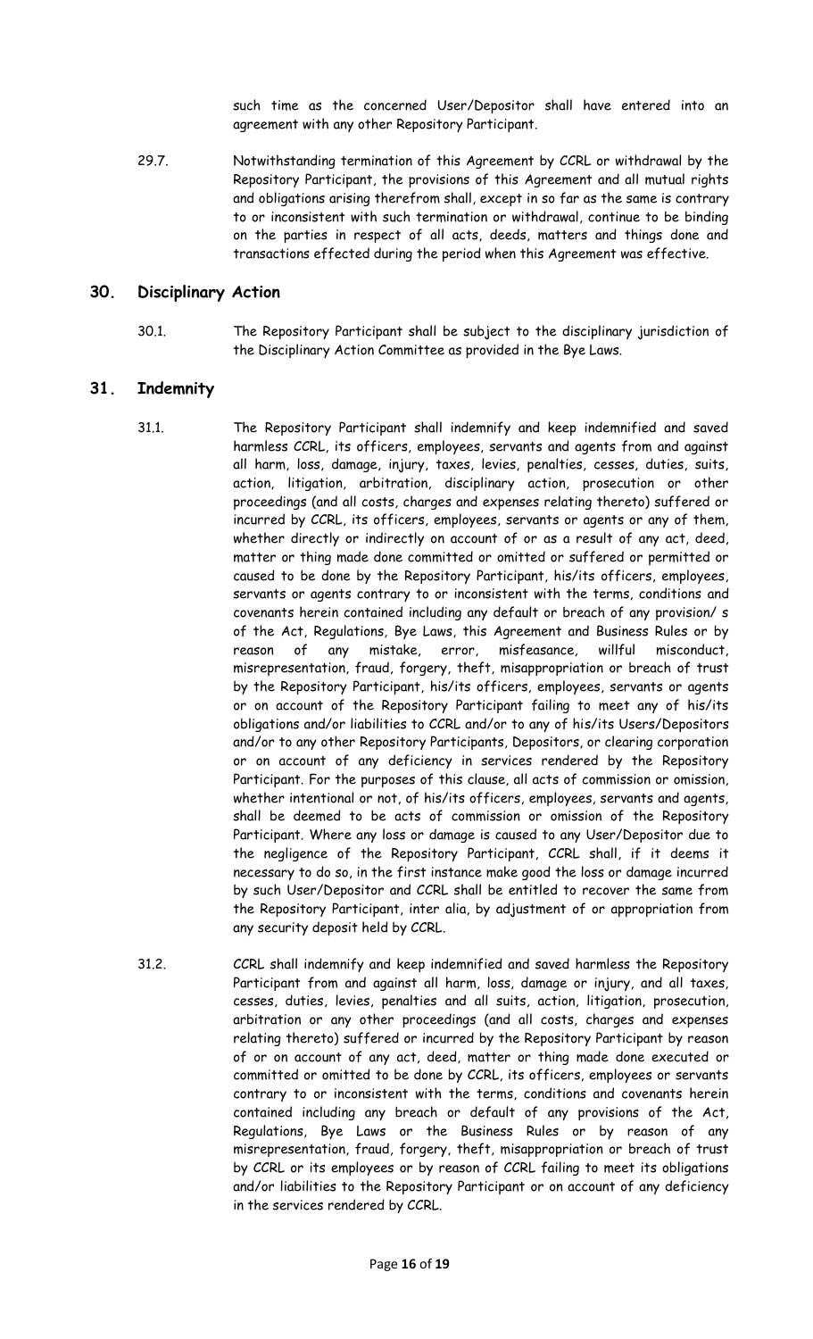such time as the concerned User/Depositor shall have entered into an agreement with any other Repository Participant.

29.7. Notwithstanding termination of this Agreement by CCRL or withdrawal by the Repository Participant, the provisions of this Agreement and all mutual rights and obligations arising therefrom shall, except in so far as the same is contrary to or inconsistent with such termination or withdrawal, continue to be binding on the parties in respect of all acts, deeds, matters and things done and transactions effected during the period when this Agreement was effective.

## 30. Disciplinary Action

30.1. The Repository Participant shall be subject to the disciplinary jurisdiction of the Disciplinary Action Committee as provided in the Bye Laws.

## 31. Indemnity

31.1. The Repository Participant shall indemnify and keep indemnified and saved harmless CCRL, its officers, employees, servants and agents from and against all harm, loss, damage, injury, taxes, levies, penalties, cesses, duties, suits, action, litigation, arbitration, disciplinary action, prosecution or other proceedings (and all costs, charges and expenses relating thereto) suffered or incurred by CCRL, its officers, employees, servants or agents or any of them, whether directly or indirectly on account of or as a result of any act, deed, matter or thing made done committed or omitted or suffered or permitted or caused to be done by the Repository Participant, his/its officers, employees, servants or agents contrary to or inconsistent with the terms, conditions and covenants herein contained including any default or breach of any provision/ s of the Act, Regulations, Bye Laws, this Agreement and Business Rules or by reason of any mistake, error, misfeasance, willful misconduct, misrepresentation, fraud, forgery, theft, misappropriation or breach of trust by the Repository Participant, his/its officers, employees, servants or agents or on account of the Repository Participant failing to meet any of his/its obligations and/or liabilities to CCRL and/or to any of his/its Users/Depositors and/or to any other Repository Participants, Depositors, or clearing corporation or on account of any deficiency in services rendered by the Repository Participant. For the purposes of this clause, all acts of commission or omission, whether intentional or not, of his/its officers, employees, servants and agents, shall be deemed to be acts of commission or omission of the Repository Participant. Where any loss or damage is caused to any User/Depositor due to the negligence of the Repository Participant, CCRL shall, if it deems it necessary to do so, in the first instance make good the loss or damage incurred by such User/Depositor and CCRL shall be entitled to recover the same from the Repository Participant, inter alia, by adjustment of or appropriation from any security deposit held by CCRL.

31.2. CCRL shall indemnify and keep indemnified and saved harmless the Repository Participant from and against all harm, loss, damage or injury, and all taxes, cesses, duties, levies, penalties and all suits, action, litigation, prosecution, arbitration or any other proceedings (and all costs, charges and expenses relating thereto) suffered or incurred by the Repository Participant by reason of or on account of any act, deed, matter or thing made done executed or committed or omitted to be done by CCRL, its officers, employees or servants contrary to or inconsistent with the terms, conditions and covenants herein contained including any breach or default of any provisions of the Act, Regulations, Bye Laws or the Business Rules or by reason of any misrepresentation, fraud, forgery, theft, misappropriation or breach of trust by CCRL or its employees or by reason of CCRL failing to meet its obligations and/or liabilities to the Repository Participant or on account of any deficiency in the services rendered by CCRL.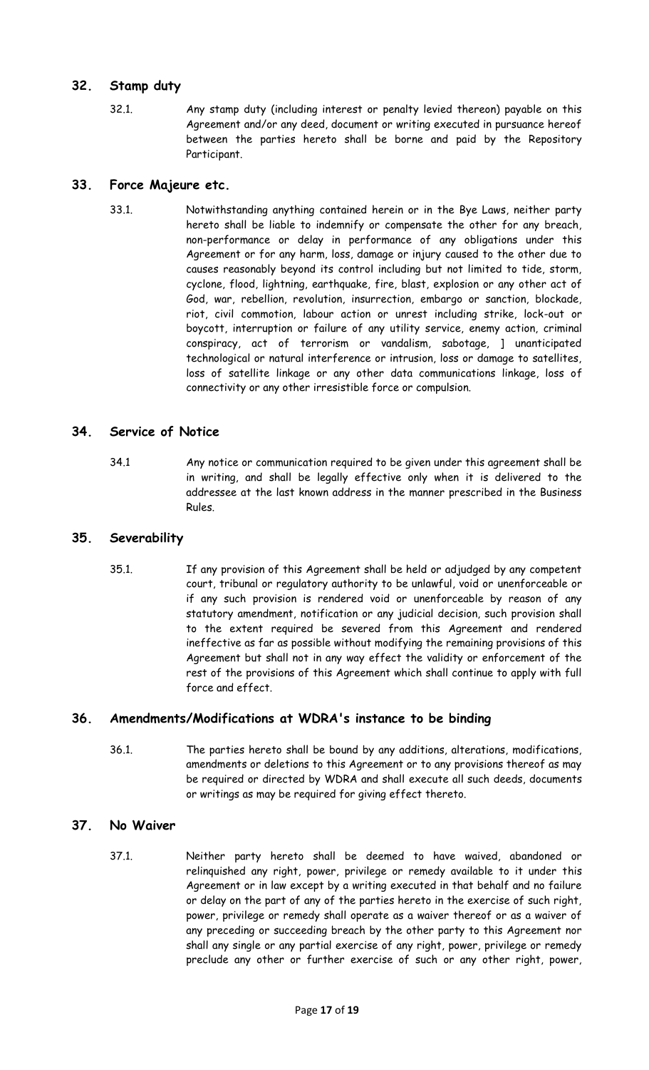## 32. Stamp duty

32.1. Any stamp duty (including interest or penalty levied thereon) payable on this Agreement and/or any deed, document or writing executed in pursuance hereof between the parties hereto shall be borne and paid by the Repository Participant.

## 33. Force Majeure etc.

33.1. Notwithstanding anything contained herein or in the Bye Laws, neither party hereto shall be liable to indemnify or compensate the other for any breach, non-performance or delay in performance of any obligations under this Agreement or for any harm, loss, damage or injury caused to the other due to causes reasonably beyond its control including but not limited to tide, storm, cyclone, flood, lightning, earthquake, fire, blast, explosion or any other act of God, war, rebellion, revolution, insurrection, embargo or sanction, blockade, riot, civil commotion, labour action or unrest including strike, lock-out or boycott, interruption or failure of any utility service, enemy action, criminal conspiracy, act of terrorism or vandalism, sabotage, ] unanticipated technological or natural interference or intrusion, loss or damage to satellites, loss of satellite linkage or any other data communications linkage, loss of connectivity or any other irresistible force or compulsion.

## 34. Service of Notice

34.1 Any notice or communication required to be given under this agreement shall be in writing, and shall be legally effective only when it is delivered to the addressee at the last known address in the manner prescribed in the Business Rules.

## 35. Severability

35.1. If any provision of this Agreement shall be held or adjudged by any competent court, tribunal or regulatory authority to be unlawful, void or unenforceable or if any such provision is rendered void or unenforceable by reason of any statutory amendment, notification or any judicial decision, such provision shall to the extent required be severed from this Agreement and rendered ineffective as far as possible without modifying the remaining provisions of this Agreement but shall not in any way effect the validity or enforcement of the rest of the provisions of this Agreement which shall continue to apply with full force and effect.

## 36. Amendments/Modifications at WDRA's instance to be binding

36.1. The parties hereto shall be bound by any additions, alterations, modifications, amendments or deletions to this Agreement or to any provisions thereof as may be required or directed by WDRA and shall execute all such deeds, documents or writings as may be required for giving effect thereto.

## 37. No Waiver

37.1. Neither party hereto shall be deemed to have waived, abandoned or relinquished any right, power, privilege or remedy available to it under this Agreement or in law except by a writing executed in that behalf and no failure or delay on the part of any of the parties hereto in the exercise of such right, power, privilege or remedy shall operate as a waiver thereof or as a waiver of any preceding or succeeding breach by the other party to this Agreement nor shall any single or any partial exercise of any right, power, privilege or remedy preclude any other or further exercise of such or any other right, power,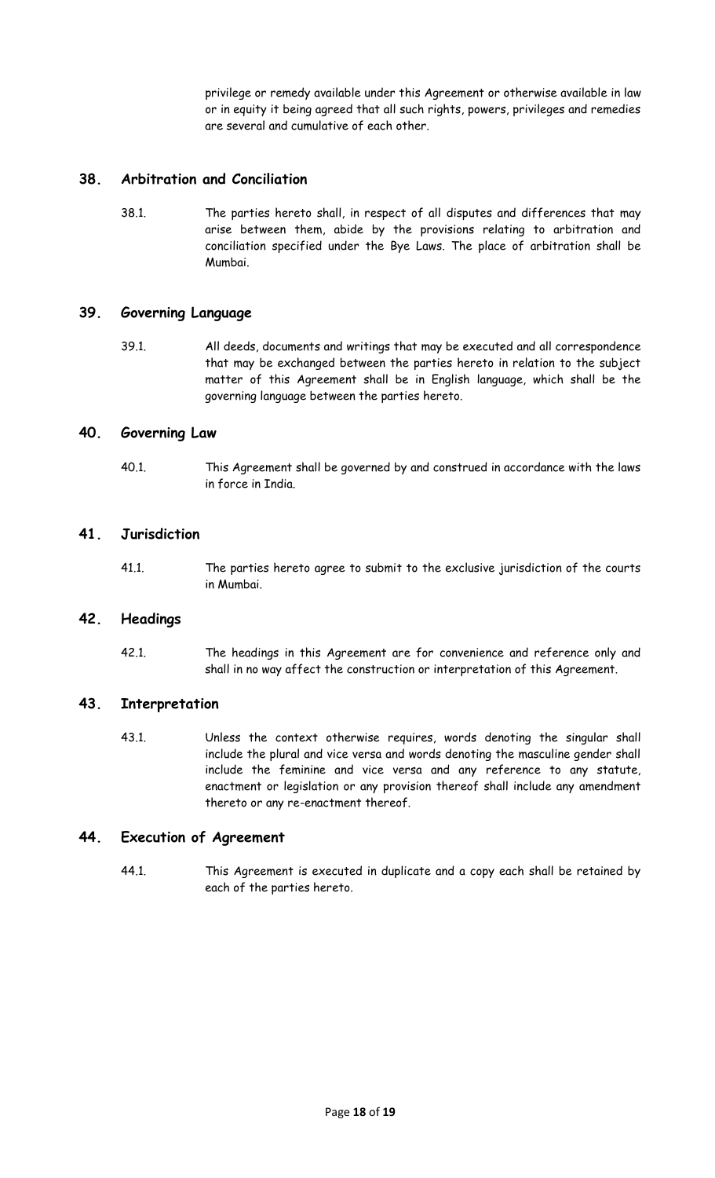privilege or remedy available under this Agreement or otherwise available in law or in equity it being agreed that all such rights, powers, privileges and remedies are several and cumulative of each other.

## 38. Arbitration and Conciliation

38.1. The parties hereto shall, in respect of all disputes and differences that may arise between them, abide by the provisions relating to arbitration and conciliation specified under the Bye Laws. The place of arbitration shall be Mumbai.

## 39. Governing Language

39.1. All deeds, documents and writings that may be executed and all correspondence that may be exchanged between the parties hereto in relation to the subject matter of this Agreement shall be in English language, which shall be the governing language between the parties hereto.

## 40. Governing Law

40.1. This Agreement shall be governed by and construed in accordance with the laws in force in India.

## 41. Jurisdiction

41.1. The parties hereto agree to submit to the exclusive jurisdiction of the courts in Mumbai.

## 42. Headings

42.1. The headings in this Agreement are for convenience and reference only and shall in no way affect the construction or interpretation of this Agreement.

## 43. Interpretation

43.1. Unless the context otherwise requires, words denoting the singular shall include the plural and vice versa and words denoting the masculine gender shall include the feminine and vice versa and any reference to any statute, enactment or legislation or any provision thereof shall include any amendment thereto or any re-enactment thereof.

## 44. Execution of Agreement

44.1. This Agreement is executed in duplicate and a copy each shall be retained by each of the parties hereto.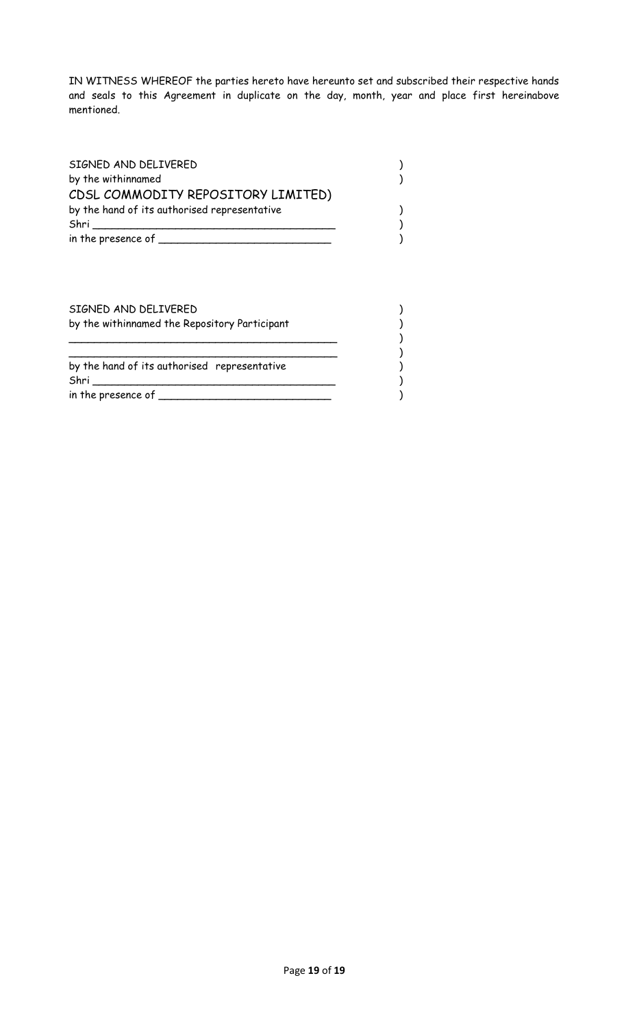IN WITNESS WHEREOF the parties hereto have hereunto set and subscribed their respective hands and seals to this Agreement in duplicate on the day, month, year and place first hereinabove mentioned.

SIGNED AND DELIVERED )
by the withinnamed )
CDSL COMMODITY REPOSITORY LIMITED)
by the hand of its authorised representative )
Shri ______________________________________ )
in the presence of ___________________________ )

SIGNED AND DELIVERED )
by the withinnamed the Repository Participant )
_____________________________________________ )
_____________________________________________ )
by the hand of its authorised representative )
Shri ______________________________________ )
in the presence of ___________________________ )